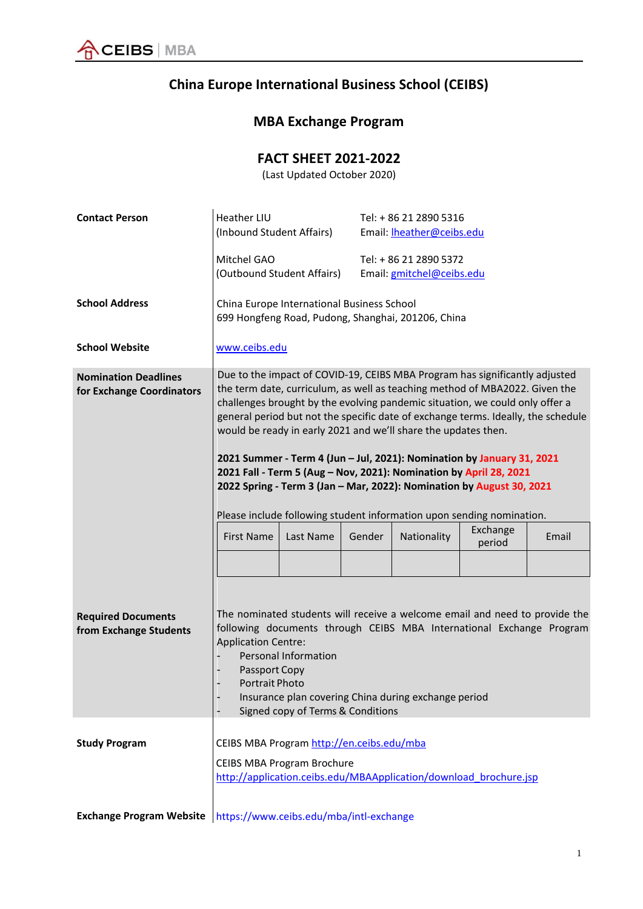# China Europe International Business School (CEIBS)

## MBA Exchange Program

## FACT SHEET 2021-2022

(Last Updated October 2020)

**Contact Person**

Heather LIU (Inbound Student Affairs) — Tel: + 86 21 2890 5316, Email: lheather@ceibs.edu

Mitchel GAO (Outbound Student Affairs) — Tel: + 86 21 2890 5372, Email: gmitchel@ceibs.edu

**School Address**

China Europe International Business School
699 Hongfeng Road, Pudong, Shanghai, 201206, China

**School Website**

www.ceibs.edu

**Nomination Deadlines for Exchange Coordinators**

Due to the impact of COVID-19, CEIBS MBA Program has significantly adjusted the term date, curriculum, as well as teaching method of MBA2022. Given the challenges brought by the evolving pandemic situation, we could only offer a general period but not the specific date of exchange terms. Ideally, the schedule would be ready in early 2021 and we'll share the updates then.

**2021 Summer - Term 4 (Jun – Jul, 2021): Nomination by January 31, 2021**
**2021 Fall - Term 5 (Aug – Nov, 2021): Nomination by April 28, 2021**
**2022 Spring - Term 3 (Jan – Mar, 2022): Nomination by August 30, 2021**

Please include following student information upon sending nomination.

| First Name | Last Name | Gender | Nationality | Exchange period | Email |
|---|---|---|---|---|---|
| | | | | | |

**Required Documents from Exchange Students**

The nominated students will receive a welcome email and need to provide the following documents through CEIBS MBA International Exchange Program Application Centre:

- Personal Information
- Passport Copy
- Portrait Photo
- Insurance plan covering China during exchange period
- Signed copy of Terms & Conditions

**Study Program**

CEIBS MBA Program http://en.ceibs.edu/mba

CEIBS MBA Program Brochure
http://application.ceibs.edu/MBAApplication/download_brochure.jsp

**Exchange Program Website**

https://www.ceibs.edu/mba/intl-exchange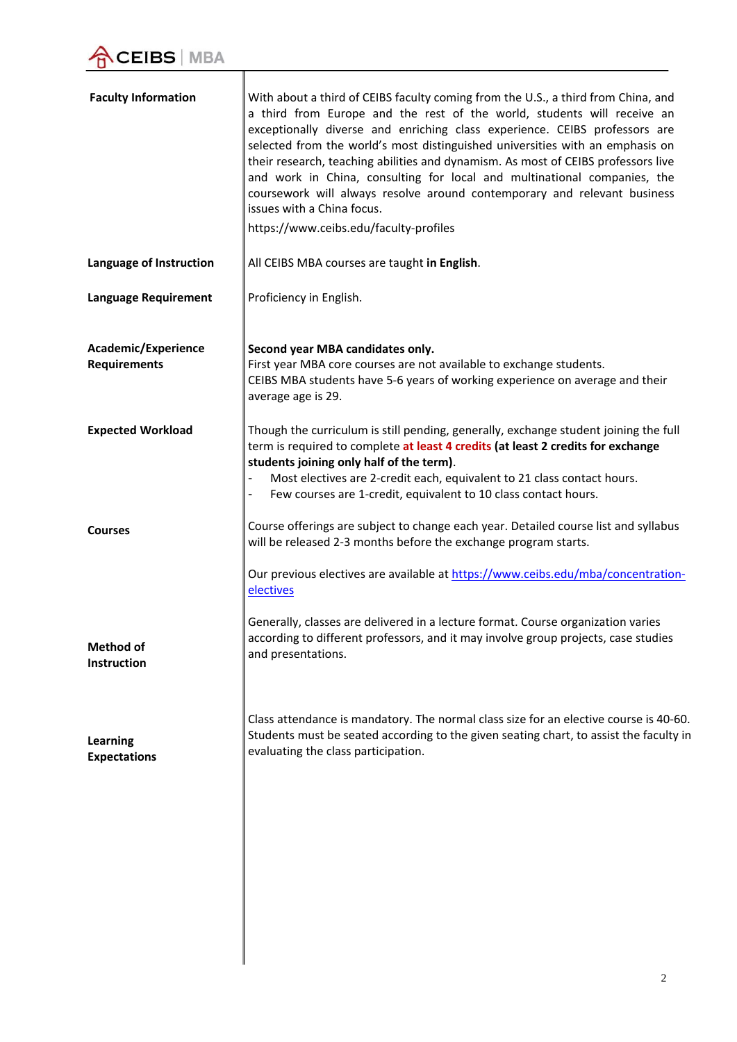| | |
|---|---|
| **Faculty Information** | With about a third of CEIBS faculty coming from the U.S., a third from China, and a third from Europe and the rest of the world, students will receive an exceptionally diverse and enriching class experience. CEIBS professors are selected from the world's most distinguished universities with an emphasis on their research, teaching abilities and dynamism. As most of CEIBS professors live and work in China, consulting for local and multinational companies, the coursework will always resolve around contemporary and relevant business issues with a China focus.<br><br>https://www.ceibs.edu/faculty-profiles |
| **Language of Instruction** | All CEIBS MBA courses are taught **in English**. |
| **Language Requirement** | Proficiency in English. |
| **Academic/Experience Requirements** | **Second year MBA candidates only.**<br>First year MBA core courses are not available to exchange students.<br>CEIBS MBA students have 5-6 years of working experience on average and their average age is 29. |
| **Expected Workload** | Though the curriculum is still pending, generally, exchange student joining the full term is required to complete **at least 4 credits** **(at least 2 credits for exchange students joining only half of the term)**.<br>- Most electives are 2-credit each, equivalent to 21 class contact hours.<br>- Few courses are 1-credit, equivalent to 10 class contact hours. |
| **Courses** | Course offerings are subject to change each year. Detailed course list and syllabus will be released 2-3 months before the exchange program starts.<br><br>Our previous electives are available at [https://www.ceibs.edu/mba/concentration-electives](https://www.ceibs.edu/mba/concentration-electives) |
| **Method of Instruction** | Generally, classes are delivered in a lecture format. Course organization varies according to different professors, and it may involve group projects, case studies and presentations. |
| **Learning Expectations** | Class attendance is mandatory. The normal class size for an elective course is 40-60. Students must be seated according to the given seating chart, to assist the faculty in evaluating the class participation. |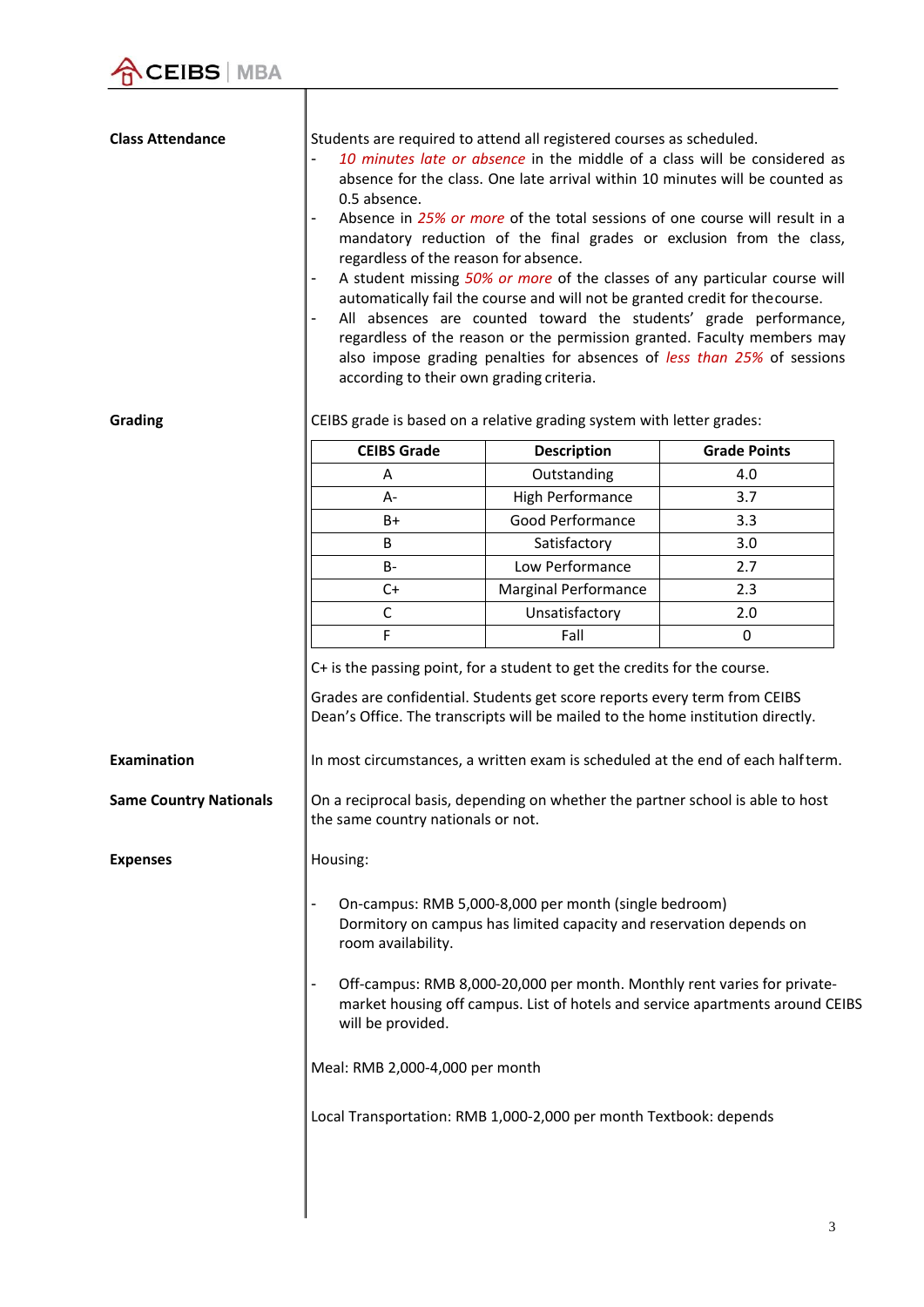**Class Attendance**

Students are required to attend all registered courses as scheduled.

- *10 minutes late or absence* in the middle of a class will be considered as absence for the class. One late arrival within 10 minutes will be counted as 0.5 absence.
- Absence in *25% or more* of the total sessions of one course will result in a mandatory reduction of the final grades or exclusion from the class, regardless of the reason for absence.
- A student missing *50% or more* of the classes of any particular course will automatically fail the course and will not be granted credit for the course.
- All absences are counted toward the students' grade performance, regardless of the reason or the permission granted. Faculty members may also impose grading penalties for absences of *less than 25%* of sessions according to their own grading criteria.

**Grading**

CEIBS grade is based on a relative grading system with letter grades:

| CEIBS Grade | Description | Grade Points |
|---|---|---|
| A | Outstanding | 4.0 |
| A- | High Performance | 3.7 |
| B+ | Good Performance | 3.3 |
| B | Satisfactory | 3.0 |
| B- | Low Performance | 2.7 |
| C+ | Marginal Performance | 2.3 |
| C | Unsatisfactory | 2.0 |
| F | Fall | 0 |

C+ is the passing point, for a student to get the credits for the course.

Grades are confidential. Students get score reports every term from CEIBS Dean's Office. The transcripts will be mailed to the home institution directly.

**Examination**

In most circumstances, a written exam is scheduled at the end of each half term.

**Same Country Nationals**

On a reciprocal basis, depending on whether the partner school is able to host the same country nationals or not.

**Expenses**

Housing:

- On-campus: RMB 5,000-8,000 per month (single bedroom)
  Dormitory on campus has limited capacity and reservation depends on room availability.

- Off-campus: RMB 8,000-20,000 per month. Monthly rent varies for private-market housing off campus. List of hotels and service apartments around CEIBS will be provided.

Meal: RMB 2,000-4,000 per month

Local Transportation: RMB 1,000-2,000 per month Textbook: depends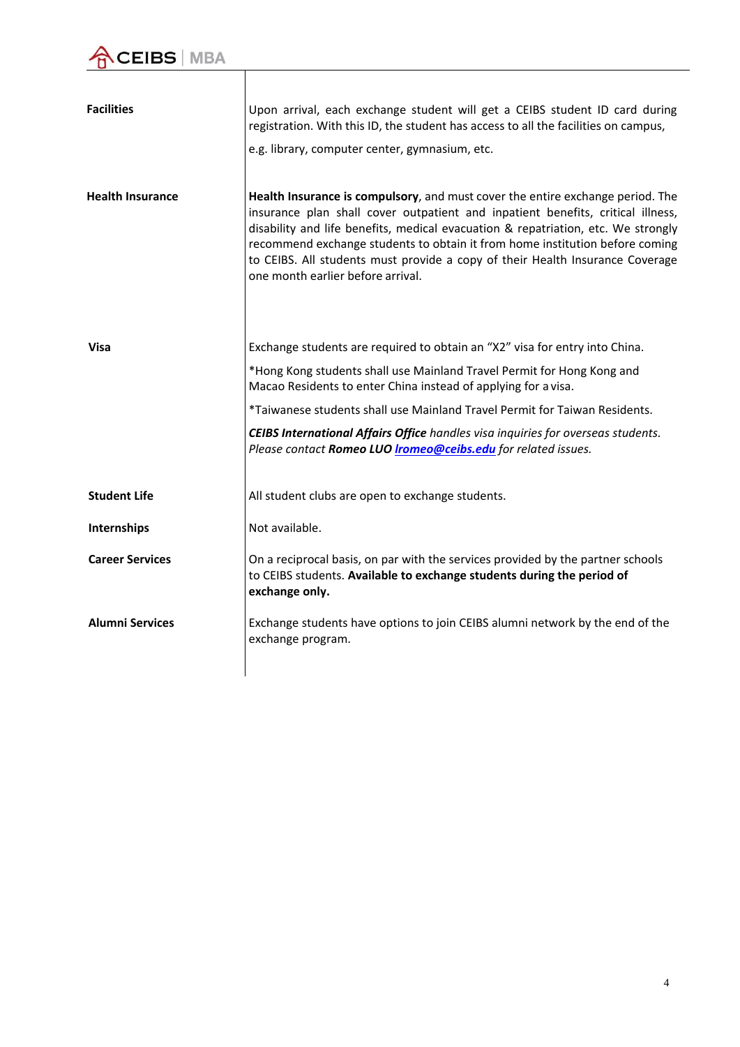| | |
|---|---|
| **Facilities** | Upon arrival, each exchange student will get a CEIBS student ID card during registration. With this ID, the student has access to all the facilities on campus, e.g. library, computer center, gymnasium, etc. |
| **Health Insurance** | **Health Insurance is compulsory**, and must cover the entire exchange period. The insurance plan shall cover outpatient and inpatient benefits, critical illness, disability and life benefits, medical evacuation & repatriation, etc. We strongly recommend exchange students to obtain it from home institution before coming to CEIBS. All students must provide a copy of their Health Insurance Coverage one month earlier before arrival. |
| **Visa** | Exchange students are required to obtain an "X2" visa for entry into China.<br>*Hong Kong students shall use Mainland Travel Permit for Hong Kong and Macao Residents to enter China instead of applying for a visa.<br>*Taiwanese students shall use Mainland Travel Permit for Taiwan Residents.<br>***CEIBS International Affairs Office*** *handles visa inquiries for overseas students. Please contact* ***Romeo LUO*** ***lromeo@ceibs.edu*** *for related issues.* |
| **Student Life** | All student clubs are open to exchange students. |
| **Internships** | Not available. |
| **Career Services** | On a reciprocal basis, on par with the services provided by the partner schools to CEIBS students. **Available to exchange students during the period of exchange only.** |
| **Alumni Services** | Exchange students have options to join CEIBS alumni network by the end of the exchange program. |